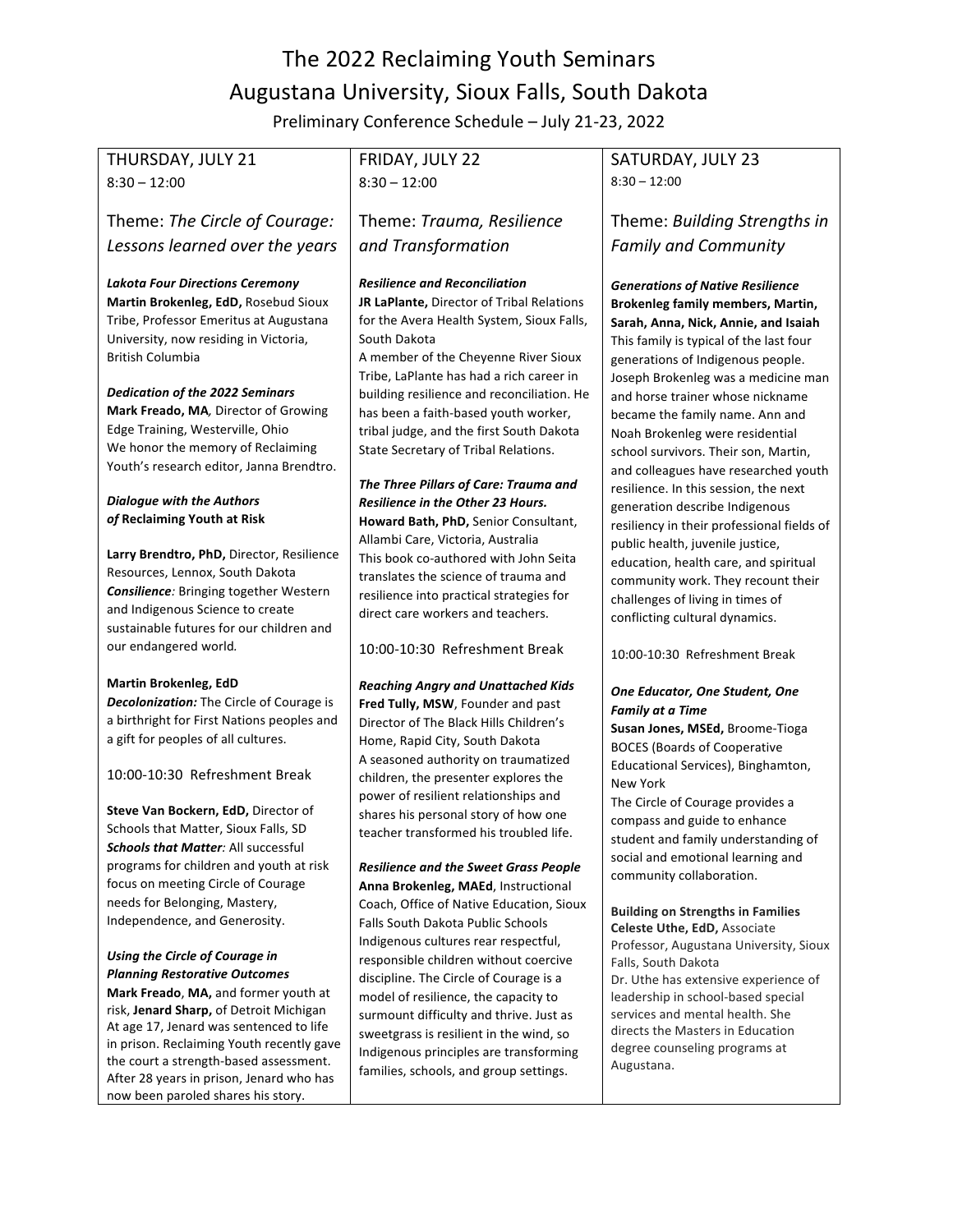# The 2022 Reclaiming Youth Seminars

## Augustana University, Sioux Falls, South Dakota

Preliminary Conference Schedule – July 21-23, 2022

## THURSDAY, JULY 21

8:30 – 12:00

### Theme: *The Circle of Courage: Lessons learned over the years*

***Lakota Four Directions Ceremony***
**Martin Brokenleg, EdD,** Rosebud Sioux Tribe, Professor Emeritus at Augustana University, now residing in Victoria, British Columbia

***Dedication of the 2022 Seminars***
**Mark Freado, MA***,* Director of Growing Edge Training, Westerville, Ohio
We honor the memory of Reclaiming Youth's research editor, Janna Brendtro.

***Dialogue with the Authors of* Reclaiming Youth at Risk**

**Larry Brendtro, PhD,** Director, Resilience Resources, Lennox, South Dakota
***Consilience****:* Bringing together Western and Indigenous Science to create sustainable futures for our children and our endangered world*.*

**Martin Brokenleg, EdD**
***Decolonization:*** The Circle of Courage is a birthright for First Nations peoples and a gift for peoples of all cultures.

10:00-10:30 Refreshment Break

**Steve Van Bockern, EdD,** Director of Schools that Matter, Sioux Falls, SD
***Schools that Matter****:* All successful programs for children and youth at risk focus on meeting Circle of Courage needs for Belonging, Mastery, Independence, and Generosity.

***Using the Circle of Courage in Planning Restorative Outcomes***
**Mark Freado**, **MA,** and former youth at risk, **Jenard Sharp,** of Detroit Michigan
At age 17, Jenard was sentenced to life in prison. Reclaiming Youth recently gave the court a strength-based assessment. After 28 years in prison, Jenard who has now been paroled shares his story.

## FRIDAY, JULY 22

8:30 – 12:00

### Theme: *Trauma, Resilience and Transformation*

***Resilience and Reconciliation***
**JR LaPlante,** Director of Tribal Relations for the Avera Health System, Sioux Falls, South Dakota
A member of the Cheyenne River Sioux Tribe, LaPlante has had a rich career in building resilience and reconciliation. He has been a faith-based youth worker, tribal judge, and the first South Dakota State Secretary of Tribal Relations.

***The Three Pillars of Care: Trauma and Resilience in the Other 23 Hours.***
**Howard Bath, PhD,** Senior Consultant, Allambi Care, Victoria, Australia
This book co-authored with John Seita translates the science of trauma and resilience into practical strategies for direct care workers and teachers.

10:00-10:30 Refreshment Break

***Reaching Angry and Unattached Kids***
**Fred Tully, MSW**, Founder and past Director of The Black Hills Children's Home, Rapid City, South Dakota
A seasoned authority on traumatized children, the presenter explores the power of resilient relationships and shares his personal story of how one teacher transformed his troubled life.

***Resilience and the Sweet Grass People***
**Anna Brokenleg, MAEd**, Instructional Coach, Office of Native Education, Sioux Falls South Dakota Public Schools
Indigenous cultures rear respectful, responsible children without coercive discipline. The Circle of Courage is a model of resilience, the capacity to surmount difficulty and thrive. Just as sweetgrass is resilient in the wind, so Indigenous principles are transforming families, schools, and group settings.

## SATURDAY, JULY 23

8:30 – 12:00

### Theme: *Building Strengths in Family and Community*

***Generations of Native Resilience***
**Brokenleg family members, Martin, Sarah, Anna, Nick, Annie, and Isaiah**
This family is typical of the last four generations of Indigenous people. Joseph Brokenleg was a medicine man and horse trainer whose nickname became the family name. Ann and Noah Brokenleg were residential school survivors. Their son, Martin, and colleagues have researched youth resilience. In this session, the next generation describe Indigenous resiliency in their professional fields of public health, juvenile justice, education, health care, and spiritual community work. They recount their challenges of living in times of conflicting cultural dynamics.

10:00-10:30 Refreshment Break

***One Educator, One Student, One Family at a Time***
**Susan Jones, MSEd,** Broome-Tioga BOCES (Boards of Cooperative Educational Services), Binghamton, New York
The Circle of Courage provides a compass and guide to enhance student and family understanding of social and emotional learning and community collaboration.

**Building on Strengths in Families**
**Celeste Uthe, EdD,** Associate Professor, Augustana University, Sioux Falls, South Dakota
Dr. Uthe has extensive experience of leadership in school-based special services and mental health. She directs the Masters in Education degree counseling programs at Augustana.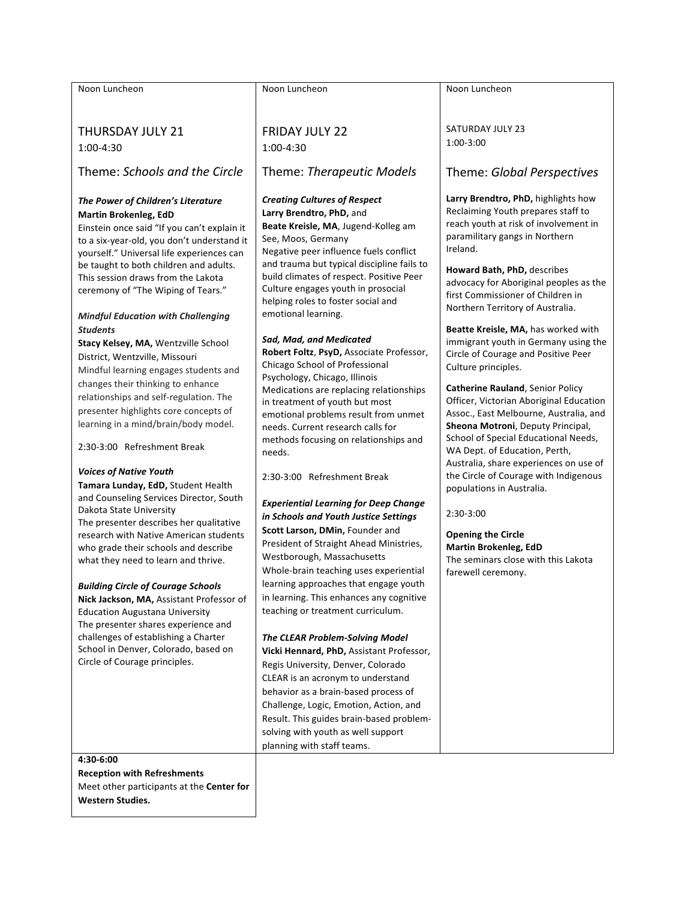Noon Luncheon

## THURSDAY JULY 21

1:00-4:30

### Theme: *Schools and the Circle*

***The Power of Children's Literature***
**Martin Brokenleg, EdD**
Einstein once said "If you can't explain it to a six-year-old, you don't understand it yourself." Universal life experiences can be taught to both children and adults. This session draws from the Lakota ceremony of "The Wiping of Tears."

***Mindful Education with Challenging Students***
**Stacy Kelsey, MA,** Wentzville School District, Wentzville, Missouri
Mindful learning engages students and changes their thinking to enhance relationships and self-regulation. The presenter highlights core concepts of learning in a mind/brain/body model.

2:30-3:00 Refreshment Break

***Voices of Native Youth***
**Tamara Lunday, EdD,** Student Health and Counseling Services Director, South Dakota State University
The presenter describes her qualitative research with Native American students who grade their schools and describe what they need to learn and thrive.

***Building Circle of Courage Schools***
**Nick Jackson, MA,** Assistant Professor of Education Augustana University
The presenter shares experience and challenges of establishing a Charter School in Denver, Colorado, based on Circle of Courage principles.

**4:30-6:00**
**Reception with Refreshments**
Meet other participants at the **Center for Western Studies.**

Noon Luncheon

## FRIDAY JULY 22

1:00-4:30

### Theme: *Therapeutic Models*

***Creating Cultures of Respect***
**Larry Brendtro, PhD,** and
**Beate Kreisle, MA**, Jugend-Kolleg am See, Moos, Germany
Negative peer influence fuels conflict and trauma but typical discipline fails to build climates of respect. Positive Peer Culture engages youth in prosocial helping roles to foster social and emotional learning.

***Sad, Mad, and Medicated***
**Robert Foltz**, **PsyD,** Associate Professor, Chicago School of Professional Psychology, Chicago, Illinois
Medications are replacing relationships in treatment of youth but most emotional problems result from unmet needs. Current research calls for methods focusing on relationships and needs.

2:30-3:00 Refreshment Break

***Experiential Learning for Deep Change in Schools and Youth Justice Settings***
**Scott Larson, DMin,** Founder and President of Straight Ahead Ministries, Westborough, Massachusetts
Whole-brain teaching uses experiential learning approaches that engage youth in learning. This enhances any cognitive teaching or treatment curriculum.

***The CLEAR Problem-Solving Model***
**Vicki Hennard, PhD,** Assistant Professor, Regis University, Denver, Colorado
CLEAR is an acronym to understand behavior as a brain-based process of Challenge, Logic, Emotion, Action, and Result. This guides brain-based problem-solving with youth as well support planning with staff teams.

Noon Luncheon

## SATURDAY JULY 23

1:00-3:00

### Theme: *Global Perspectives*

**Larry Brendtro, PhD,** highlights how Reclaiming Youth prepares staff to reach youth at risk of involvement in paramilitary gangs in Northern Ireland.

**Howard Bath, PhD,** describes advocacy for Aboriginal peoples as the first Commissioner of Children in Northern Territory of Australia.

**Beatte Kreisle, MA,** has worked with immigrant youth in Germany using the Circle of Courage and Positive Peer Culture principles.

**Catherine Rauland**, Senior Policy Officer, Victorian Aboriginal Education Assoc., East Melbourne, Australia, and **Sheona Motroni**, Deputy Principal, School of Special Educational Needs, WA Dept. of Education, Perth, Australia, share experiences on use of the Circle of Courage with Indigenous populations in Australia.

2:30-3:00

**Opening the Circle**
**Martin Brokenleg, EdD**
The seminars close with this Lakota farewell ceremony.